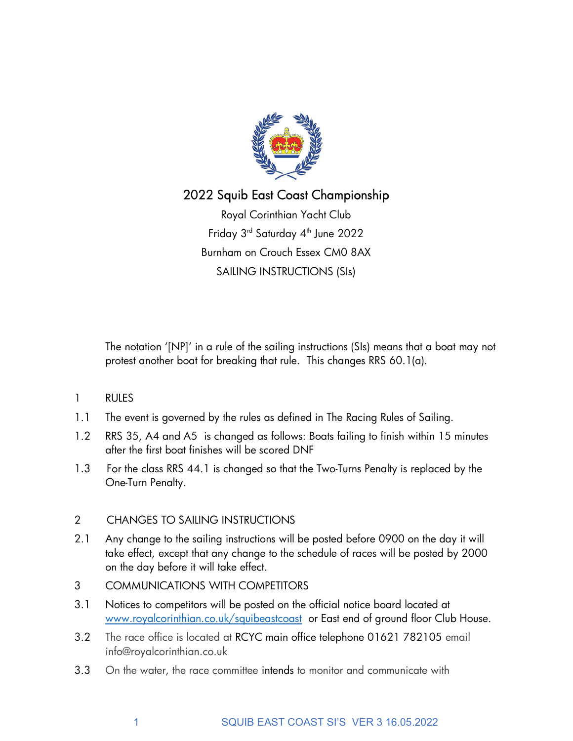# 2022 Squib East Coast Championship

Royal Corinthian Yacht Club

Friday 3rd Saturday 4th June 2022

Burnham on Crouch Essex CM0 8AX

SAILING INSTRUCTIONS (SIs)

The notation '[NP]' in a rule of the sailing instructions (SIs) means that a boat may not protest another boat for breaking that rule. This changes RRS 60.1(a).

## 1 RULES

1.1 The event is governed by the rules as defined in The Racing Rules of Sailing.

1.2 RRS 35, A4 and A5 is changed as follows: Boats failing to finish within 15 minutes after the first boat finishes will be scored DNF

1.3 For the class RRS 44.1 is changed so that the Two-Turns Penalty is replaced by the One-Turn Penalty.

## 2 CHANGES TO SAILING INSTRUCTIONS

2.1 Any change to the sailing instructions will be posted before 0900 on the day it will take effect, except that any change to the schedule of races will be posted by 2000 on the day before it will take effect.

## 3 COMMUNICATIONS WITH COMPETITORS

3.1 Notices to competitors will be posted on the official notice board located at www.royalcorinthian.co.uk/squibeastcoast or East end of ground floor Club House.

3.2 The race office is located at RCYC main office telephone 01621 782105 email info@royalcorinthian.co.uk

3.3 On the water, the race committee intends to monitor and communicate with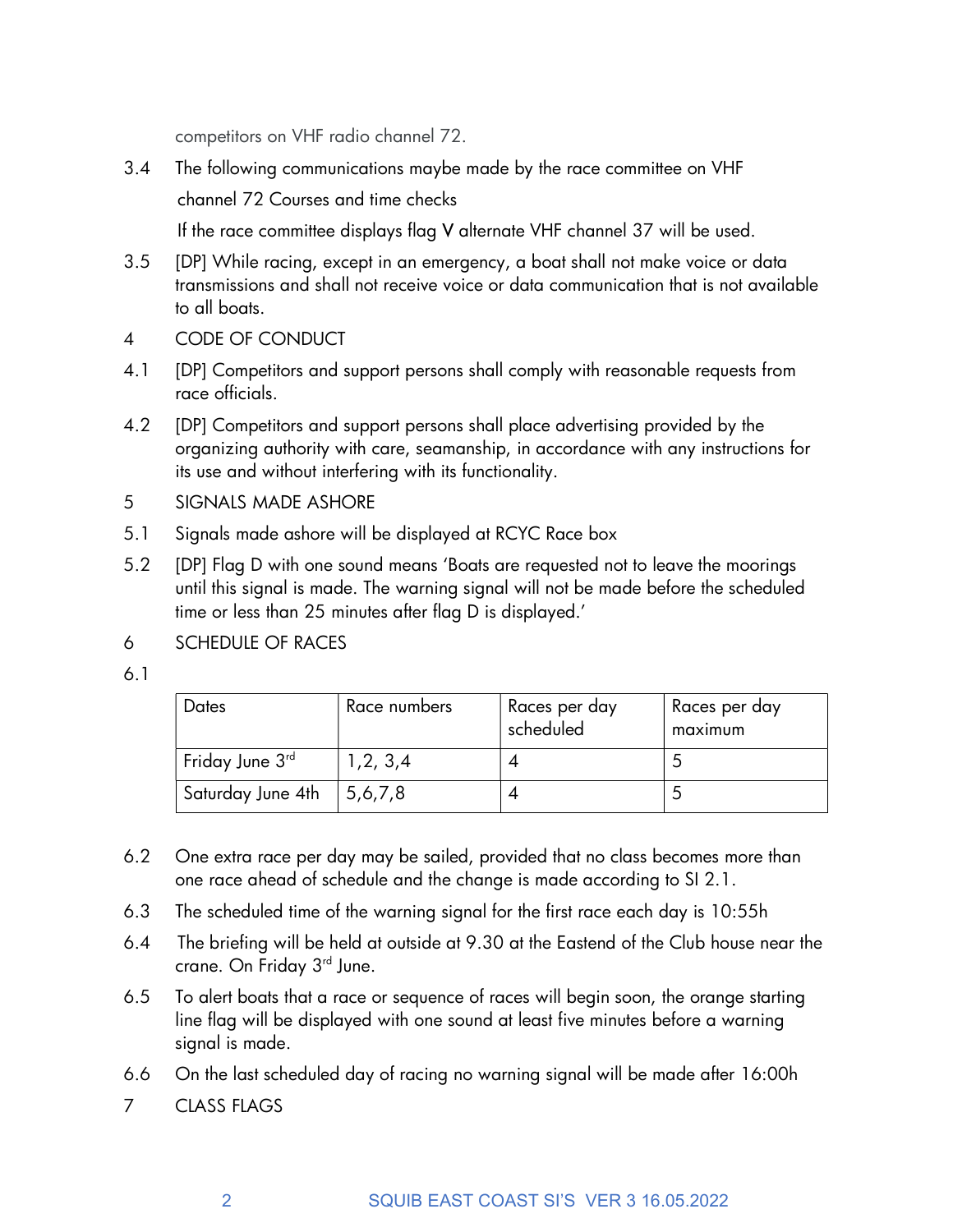competitors on VHF radio channel 72.

3.4 The following communications maybe made by the race committee on VHF channel 72 Courses and time checks

If the race committee displays flag **V** alternate VHF channel 37 will be used.

3.5 [DP] While racing, except in an emergency, a boat shall not make voice or data transmissions and shall not receive voice or data communication that is not available to all boats.

4 CODE OF CONDUCT

4.1 [DP] Competitors and support persons shall comply with reasonable requests from race officials.

4.2 [DP] Competitors and support persons shall place advertising provided by the organizing authority with care, seamanship, in accordance with any instructions for its use and without interfering with its functionality.

5 SIGNALS MADE ASHORE

5.1 Signals made ashore will be displayed at RCYC Race box

5.2 [DP] Flag D with one sound means 'Boats are requested not to leave the moorings until this signal is made. The warning signal will not be made before the scheduled time or less than 25 minutes after flag D is displayed.'

6 SCHEDULE OF RACES

6.1

| Dates | Race numbers | Races per day scheduled | Races per day maximum |
|---|---|---|---|
| Friday June 3rd | 1,2, 3,4 | 4 | 5 |
| Saturday June 4th | 5,6,7,8 | 4 | 5 |

6.2 One extra race per day may be sailed, provided that no class becomes more than one race ahead of schedule and the change is made according to SI 2.1.

6.3 The scheduled time of the warning signal for the first race each day is 10:55h

6.4 The briefing will be held at outside at 9.30 at the Eastend of the Club house near the crane. On Friday 3rd June.

6.5 To alert boats that a race or sequence of races will begin soon, the orange starting line flag will be displayed with one sound at least five minutes before a warning signal is made.

6.6 On the last scheduled day of racing no warning signal will be made after 16:00h

7 CLASS FLAGS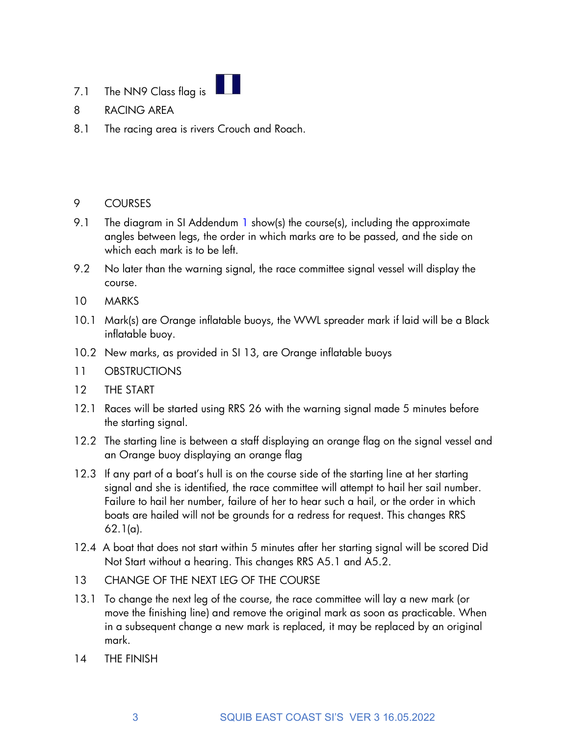7.1 The NN9 Class flag is

8 RACING AREA

8.1 The racing area is rivers Crouch and Roach.

9 COURSES

9.1 The diagram in SI Addendum 1 show(s) the course(s), including the approximate angles between legs, the order in which marks are to be passed, and the side on which each mark is to be left.

9.2 No later than the warning signal, the race committee signal vessel will display the course.

10 MARKS

10.1 Mark(s) are Orange inflatable buoys, the WWL spreader mark if laid will be a Black inflatable buoy.

10.2 New marks, as provided in SI 13, are Orange inflatable buoys

11 OBSTRUCTIONS

12 THE START

12.1 Races will be started using RRS 26 with the warning signal made 5 minutes before the starting signal.

12.2 The starting line is between a staff displaying an orange flag on the signal vessel and an Orange buoy displaying an orange flag

12.3 If any part of a boat's hull is on the course side of the starting line at her starting signal and she is identified, the race committee will attempt to hail her sail number. Failure to hail her number, failure of her to hear such a hail, or the order in which boats are hailed will not be grounds for a redress for request. This changes RRS 62.1(a).

12.4 A boat that does not start within 5 minutes after her starting signal will be scored Did Not Start without a hearing. This changes RRS A5.1 and A5.2.

13 CHANGE OF THE NEXT LEG OF THE COURSE

13.1 To change the next leg of the course, the race committee will lay a new mark (or move the finishing line) and remove the original mark as soon as practicable. When in a subsequent change a new mark is replaced, it may be replaced by an original mark.

14 THE FINISH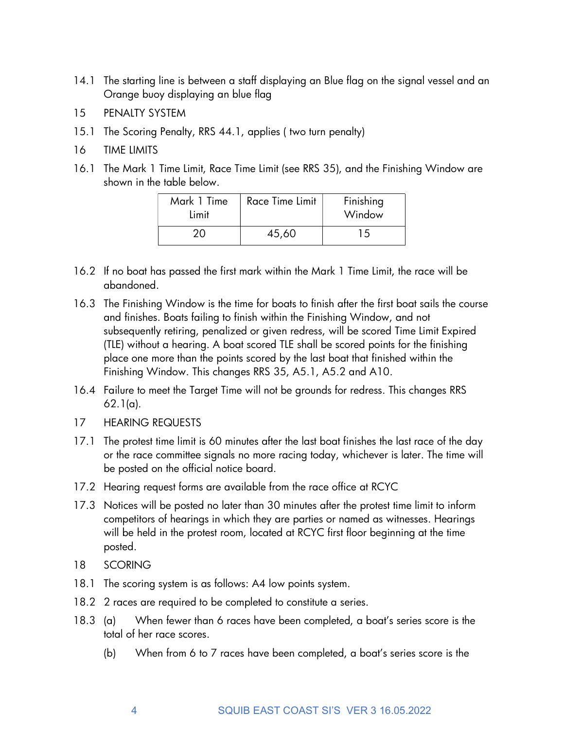14.1 The starting line is between a staff displaying an Blue flag on the signal vessel and an Orange buoy displaying an blue flag

## 15 PENALTY SYSTEM

15.1 The Scoring Penalty, RRS 44.1, applies ( two turn penalty)

## 16 TIME LIMITS

16.1 The Mark 1 Time Limit, Race Time Limit (see RRS 35), and the Finishing Window are shown in the table below.

| Mark 1 Time Limit | Race Time Limit | Finishing Window |
|---|---|---|
| 20 | 45,60 | 15 |

16.2 If no boat has passed the first mark within the Mark 1 Time Limit, the race will be abandoned.

16.3 The Finishing Window is the time for boats to finish after the first boat sails the course and finishes. Boats failing to finish within the Finishing Window, and not subsequently retiring, penalized or given redress, will be scored Time Limit Expired (TLE) without a hearing. A boat scored TLE shall be scored points for the finishing place one more than the points scored by the last boat that finished within the Finishing Window. This changes RRS 35, A5.1, A5.2 and A10.

16.4 Failure to meet the Target Time will not be grounds for redress. This changes RRS 62.1(a).

## 17 HEARING REQUESTS

17.1 The protest time limit is 60 minutes after the last boat finishes the last race of the day or the race committee signals no more racing today, whichever is later. The time will be posted on the official notice board.

17.2 Hearing request forms are available from the race office at RCYC

17.3 Notices will be posted no later than 30 minutes after the protest time limit to inform competitors of hearings in which they are parties or named as witnesses. Hearings will be held in the protest room, located at RCYC first floor beginning at the time posted.

## 18 SCORING

18.1 The scoring system is as follows: A4 low points system.

18.2 2 races are required to be completed to constitute a series.

18.3 (a) When fewer than 6 races have been completed, a boat's series score is the total of her race scores.

(b) When from 6 to 7 races have been completed, a boat's series score is the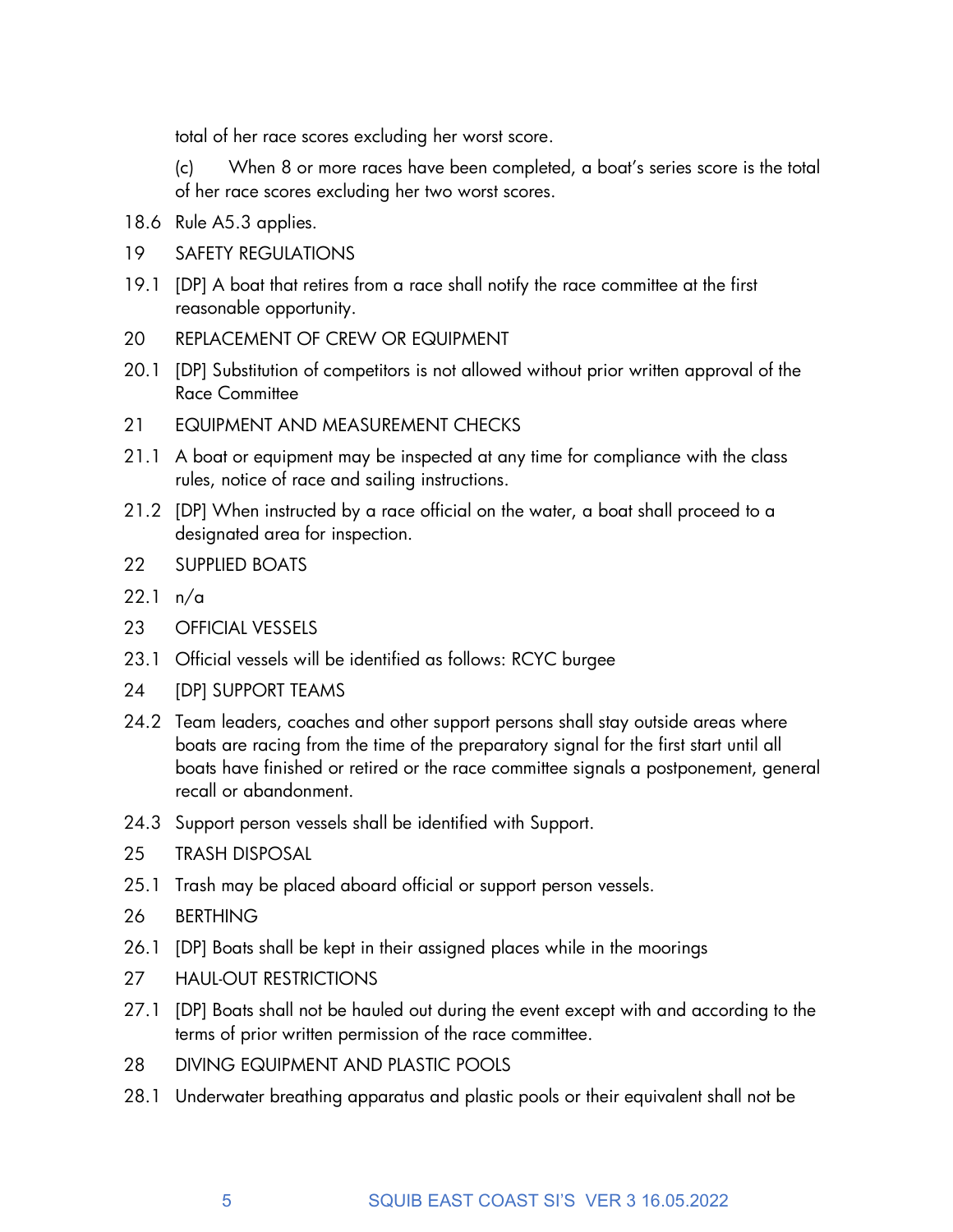total of her race scores excluding her worst score.

(c) When 8 or more races have been completed, a boat's series score is the total of her race scores excluding her two worst scores.

18.6 Rule A5.3 applies.

19 SAFETY REGULATIONS

19.1 [DP] A boat that retires from a race shall notify the race committee at the first reasonable opportunity.

20 REPLACEMENT OF CREW OR EQUIPMENT

20.1 [DP] Substitution of competitors is not allowed without prior written approval of the Race Committee

21 EQUIPMENT AND MEASUREMENT CHECKS

21.1 A boat or equipment may be inspected at any time for compliance with the class rules, notice of race and sailing instructions.

21.2 [DP] When instructed by a race official on the water, a boat shall proceed to a designated area for inspection.

22 SUPPLIED BOATS

22.1 n/a

23 OFFICIAL VESSELS

23.1 Official vessels will be identified as follows: RCYC burgee

24 [DP] SUPPORT TEAMS

24.2 Team leaders, coaches and other support persons shall stay outside areas where boats are racing from the time of the preparatory signal for the first start until all boats have finished or retired or the race committee signals a postponement, general recall or abandonment.

24.3 Support person vessels shall be identified with Support.

25 TRASH DISPOSAL

25.1 Trash may be placed aboard official or support person vessels.

26 BERTHING

26.1 [DP] Boats shall be kept in their assigned places while in the moorings

27 HAUL-OUT RESTRICTIONS

27.1 [DP] Boats shall not be hauled out during the event except with and according to the terms of prior written permission of the race committee.

28 DIVING EQUIPMENT AND PLASTIC POOLS

28.1 Underwater breathing apparatus and plastic pools or their equivalent shall not be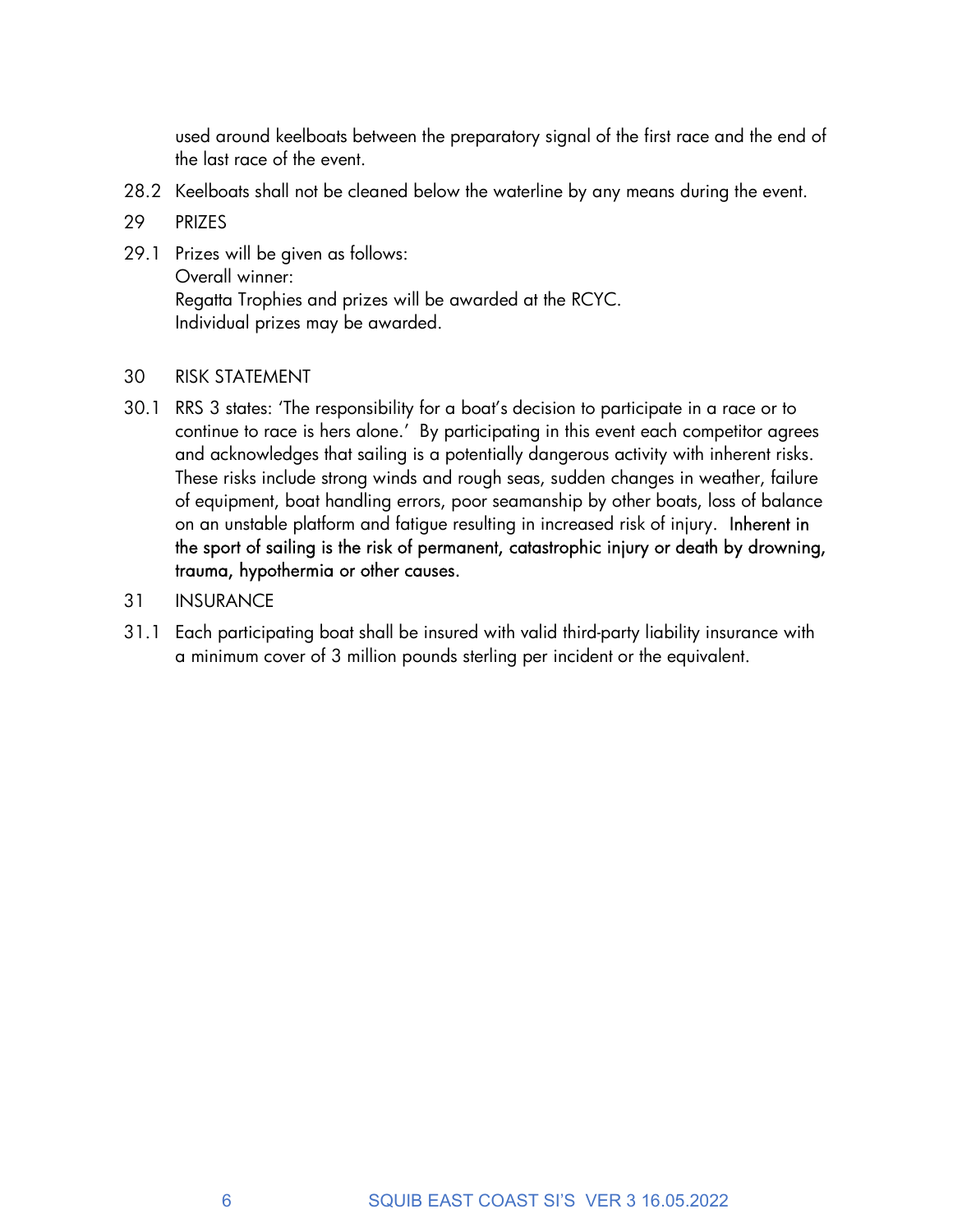used around keelboats between the preparatory signal of the first race and the end of the last race of the event.

28.2 Keelboats shall not be cleaned below the waterline by any means during the event.

## 29 PRIZES

29.1 Prizes will be given as follows:
Overall winner:
Regatta Trophies and prizes will be awarded at the RCYC.
Individual prizes may be awarded.

## 30 RISK STATEMENT

30.1 RRS 3 states: 'The responsibility for a boat's decision to participate in a race or to continue to race is hers alone.' By participating in this event each competitor agrees and acknowledges that sailing is a potentially dangerous activity with inherent risks. These risks include strong winds and rough seas, sudden changes in weather, failure of equipment, boat handling errors, poor seamanship by other boats, loss of balance on an unstable platform and fatigue resulting in increased risk of injury. Inherent in the sport of sailing is the risk of permanent, catastrophic injury or death by drowning, trauma, hypothermia or other causes.

## 31 INSURANCE

31.1 Each participating boat shall be insured with valid third-party liability insurance with a minimum cover of 3 million pounds sterling per incident or the equivalent.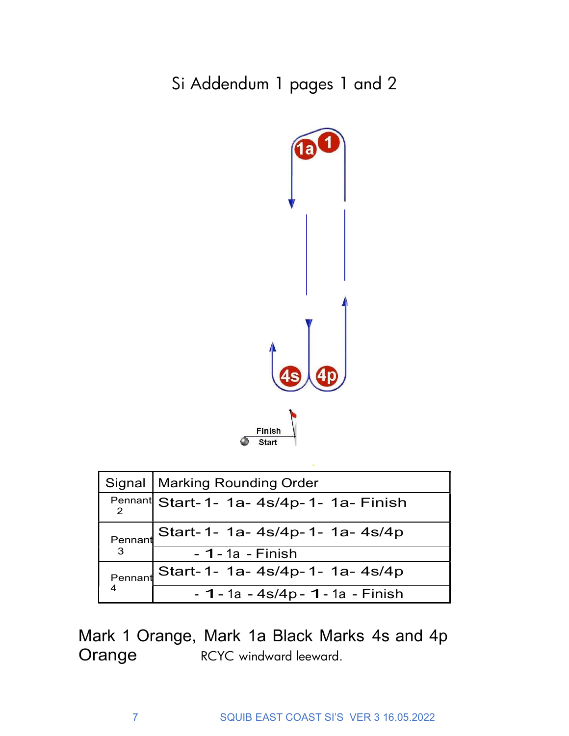# Si Addendum 1 pages 1 and 2

1a 1

4s 4p

Finish
Start

| Signal | Marking Rounding Order |
|---|---|
| Pennant 2 | Start- 1- 1a- 4s/4p- 1- 1a- Finish |
| Pennant 3 | Start- 1- 1a- 4s/4p- 1- 1a- 4s/4p - **1** - 1a - Finish |
| Pennant 4 | Start- 1- 1a- 4s/4p- 1- 1a- 4s/4p - **1** - 1a - 4s/4p - **1** - 1a - Finish |

Mark 1 Orange, Mark 1a Black Marks 4s and 4p Orange RCYC windward leeward.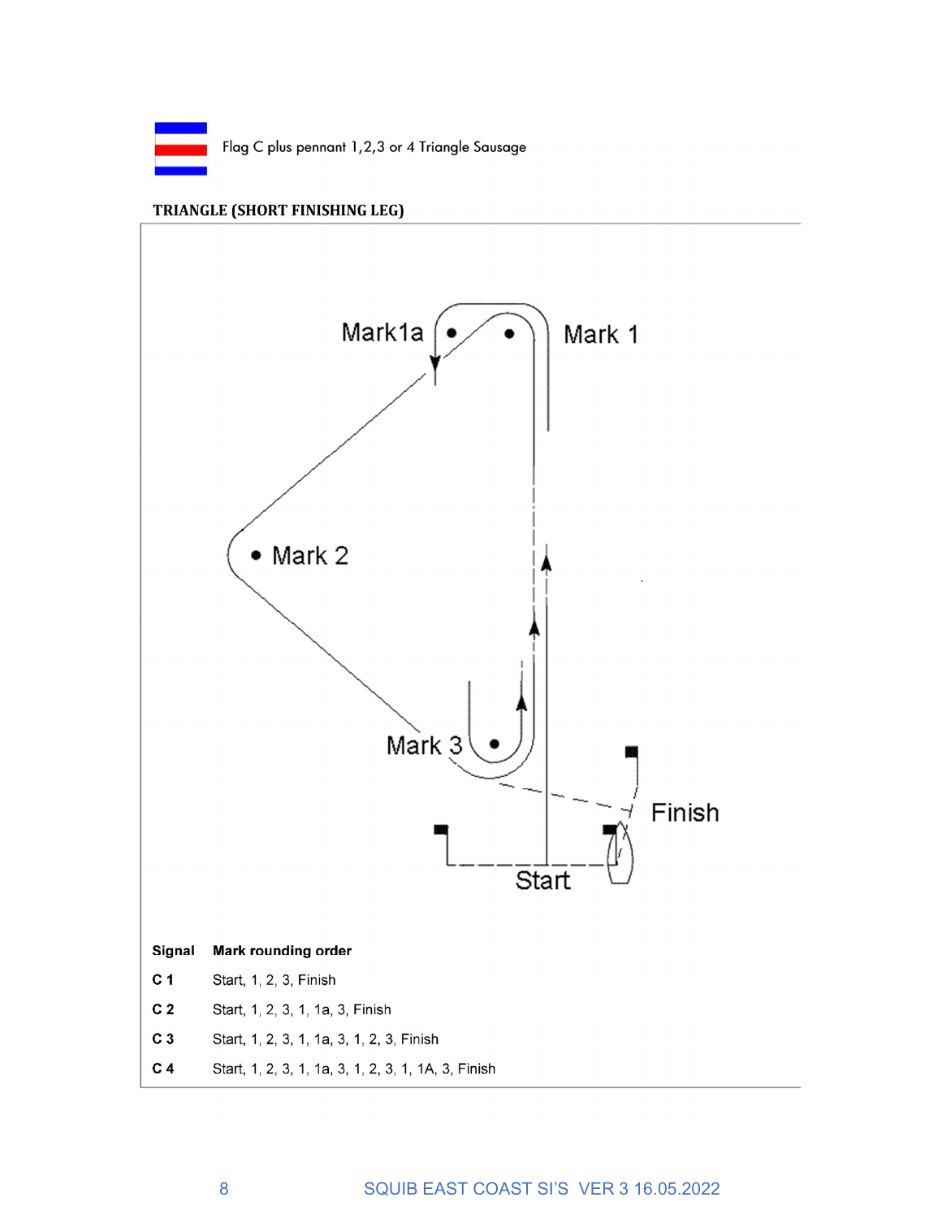Flag C plus pennant 1,2,3 or 4 Triangle Sausage

**TRIANGLE (SHORT FINISHING LEG)**

Mark1a

Mark 1

Mark 2

Mark 3

Finish

Start

| Signal | Mark rounding order |
|---|---|
| C 1 | Start, 1, 2, 3, Finish |
| C 2 | Start, 1, 2, 3, 1, 1a, 3, Finish |
| C 3 | Start, 1, 2, 3, 1, 1a, 3, 1, 2, 3, Finish |
| C 4 | Start, 1, 2, 3, 1, 1a, 3, 1, 2, 3, 1, 1A, 3, Finish |